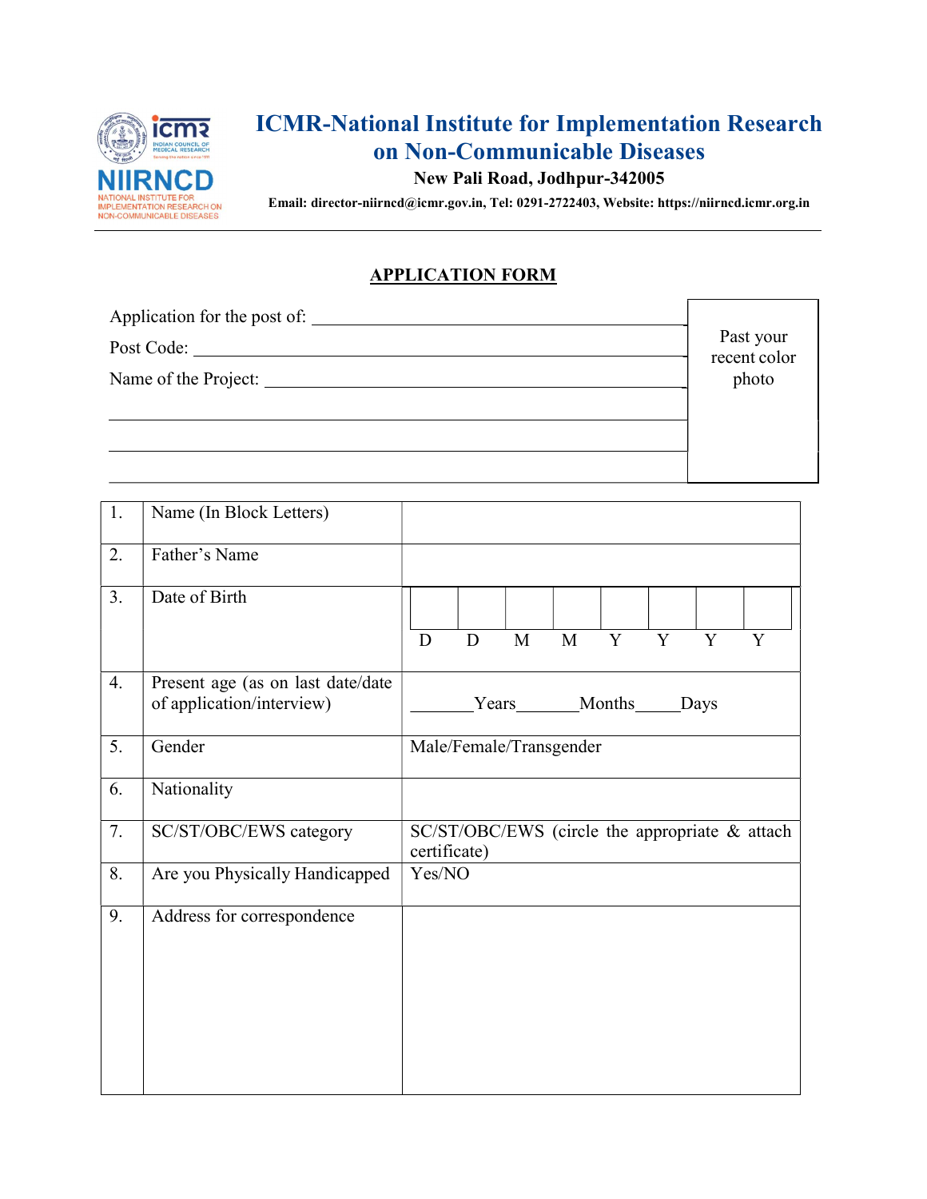# ICMR-National Institute for Implementation Research on Non-Communicable Diseases

**New Pali Road, Jodhpur-342005**

**Email: director-niirncd@icmr.gov.in, Tel: 0291-2722403, Website: https://niirncd.icmr.org.in**

## APPLICATION FORM

Application for the post of: ______________________________

Post Code: ______________________________

Name of the Project: ______________________________

______________________________

______________________________

______________________________

Past your recent color photo

| | | |
|---|---|---|
| 1. | Name (In Block Letters) | |
| 2. | Father's Name | |
| 3. | Date of Birth | D D M M Y Y Y Y |
| 4. | Present age (as on last date/date of application/interview) | _______Years_______Months_____Days |
| 5. | Gender | Male/Female/Transgender |
| 6. | Nationality | |
| 7. | SC/ST/OBC/EWS category | SC/ST/OBC/EWS (circle the appropriate & attach certificate) |
| 8. | Are you Physically Handicapped | Yes/NO |
| 9. | Address for correspondence | |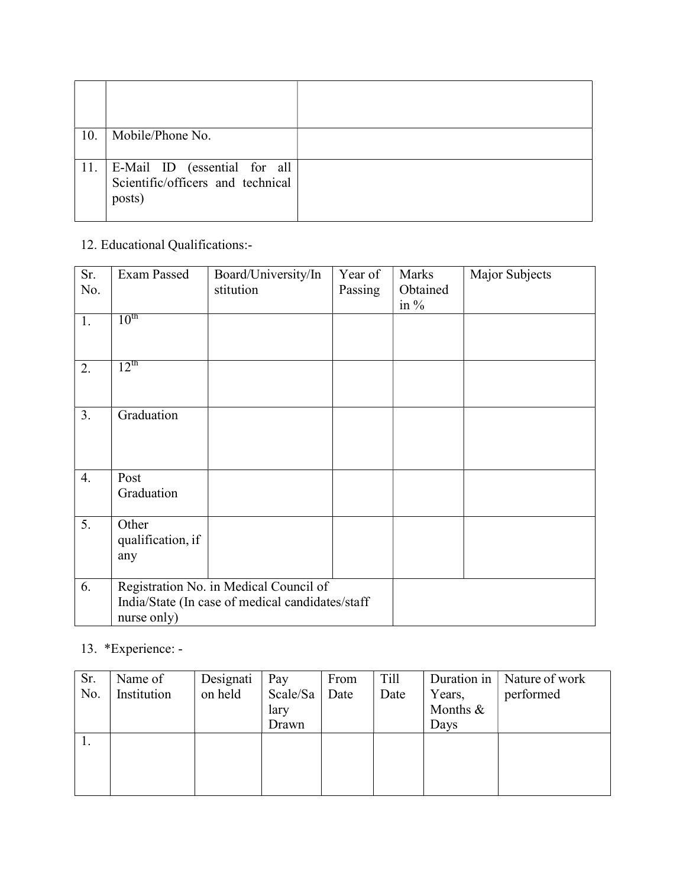| | | |
|---|---|---|
| | | |
| 10. | Mobile/Phone No. | |
| 11. | E-Mail ID (essential for all Scientific/officers and technical posts) | |

12. Educational Qualifications:-

| Sr. No. | Exam Passed | Board/University/Institution | Year of Passing | Marks Obtained in % | Major Subjects |
|---|---|---|---|---|---|
| 1. | $10^{th}$ | | | | |
| 2. | $12^{th}$ | | | | |
| 3. | Graduation | | | | |
| 4. | Post Graduation | | | | |
| 5. | Other qualification, if any | | | | |
| 6. | Registration No. in Medical Council of India/State (In case of medical candidates/staff nurse only) | | | | |

13. *Experience: -

| Sr. No. | Name of Institution | Designation held | Pay Scale/Salary Drawn | From Date | Till Date | Duration in Years, Months & Days | Nature of work performed |
|---|---|---|---|---|---|---|---|
| 1. | | | | | | | |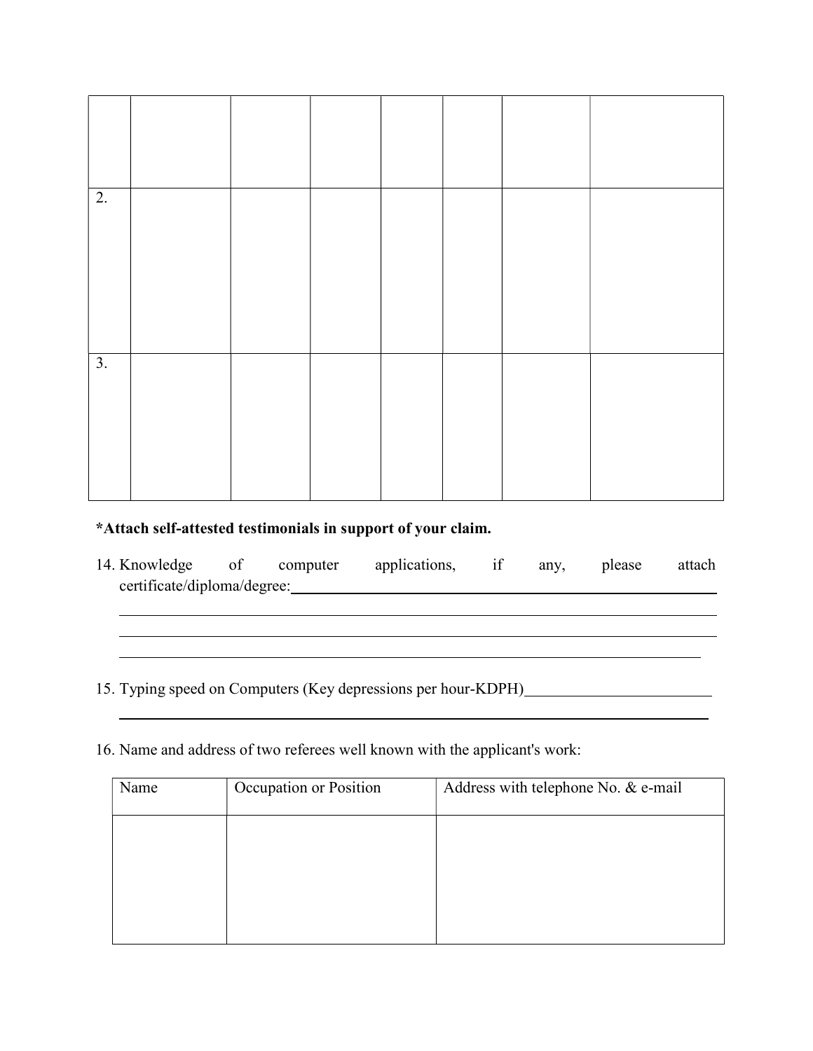| | | | | | | | |
|---|---|---|---|---|---|---|---|
| | | | | | | | |
| 2. | | | | | | | |
| 3. | | | | | | | |

**\*Attach self-attested testimonials in support of your claim.**

14. Knowledge of computer applications, if any, please attach certificate/diploma/degree:\_\_\_\_\_\_\_\_\_\_\_\_\_\_\_\_\_\_\_\_\_\_\_\_\_\_\_\_\_\_\_\_\_\_\_\_\_\_\_\_

\_\_\_\_\_\_\_\_\_\_\_\_\_\_\_\_\_\_\_\_\_\_\_\_\_\_\_\_\_\_\_\_\_\_\_\_\_\_\_\_\_\_\_\_\_\_\_\_\_\_\_\_\_\_\_\_\_\_\_\_

\_\_\_\_\_\_\_\_\_\_\_\_\_\_\_\_\_\_\_\_\_\_\_\_\_\_\_\_\_\_\_\_\_\_\_\_\_\_\_\_\_\_\_\_\_\_\_\_\_\_\_\_\_\_\_\_\_\_\_\_

\_\_\_\_\_\_\_\_\_\_\_\_\_\_\_\_\_\_\_\_\_\_\_\_\_\_\_\_\_\_\_\_\_\_\_\_\_\_\_\_\_\_\_\_\_\_\_\_\_\_\_\_\_\_\_\_\_\_\_\_

15. Typing speed on Computers (Key depressions per hour-KDPH)\_\_\_\_\_\_\_\_\_\_\_\_\_\_\_\_\_\_\_\_\_\_\_\_

\_\_\_\_\_\_\_\_\_\_\_\_\_\_\_\_\_\_\_\_\_\_\_\_\_\_\_\_\_\_\_\_\_\_\_\_\_\_\_\_\_\_\_\_\_\_\_\_\_\_\_\_\_\_\_\_\_\_\_\_

16. Name and address of two referees well known with the applicant's work:

| Name | Occupation or Position | Address with telephone No. & e-mail |
|---|---|---|
| | | |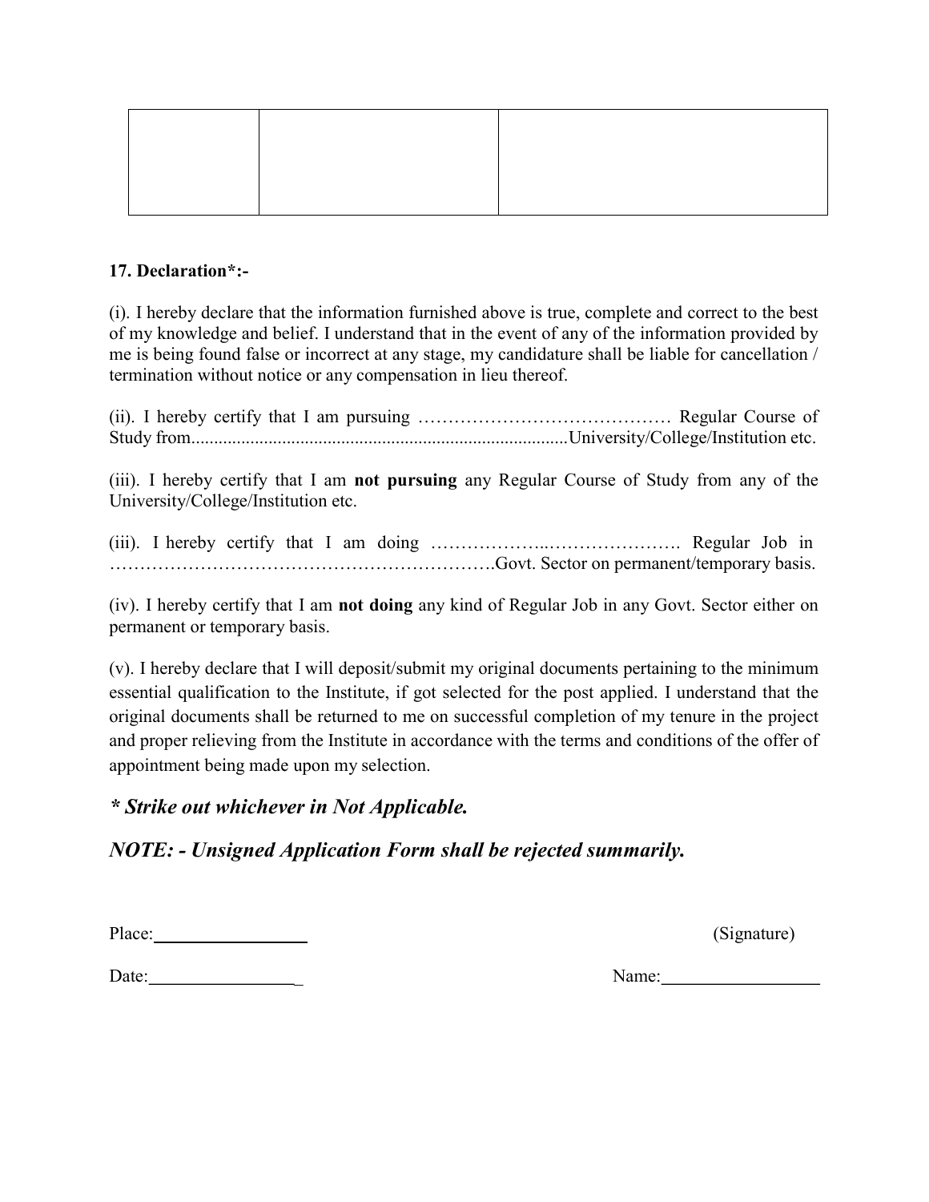| | | |
|---|---|---|
| | | |

**17. Declaration*:-**

(i). I hereby declare that the information furnished above is true, complete and correct to the best of my knowledge and belief. I understand that in the event of any of the information provided by me is being found false or incorrect at any stage, my candidature shall be liable for cancellation / termination without notice or any compensation in lieu thereof.

(ii). I hereby certify that I am pursuing …………………………………… Regular Course of Study from...................................................................................University/College/Institution etc.

(iii). I hereby certify that I am **not pursuing** any Regular Course of Study from any of the University/College/Institution etc.

(iii). I hereby certify that I am doing ………………..…………………. Regular Job in …………………………………………………….Govt. Sector on permanent/temporary basis.

(iv). I hereby certify that I am **not doing** any kind of Regular Job in any Govt. Sector either on permanent or temporary basis.

(v). I hereby declare that I will deposit/submit my original documents pertaining to the minimum essential qualification to the Institute, if got selected for the post applied. I understand that the original documents shall be returned to me on successful completion of my tenure in the project and proper relieving from the Institute in accordance with the terms and conditions of the offer of appointment being made upon my selection.

***\* Strike out whichever in Not Applicable.***

***NOTE: - Unsigned Application Form shall be rejected summarily.***

Place:__________________ (Signature)

Date:_________________ Name:__________________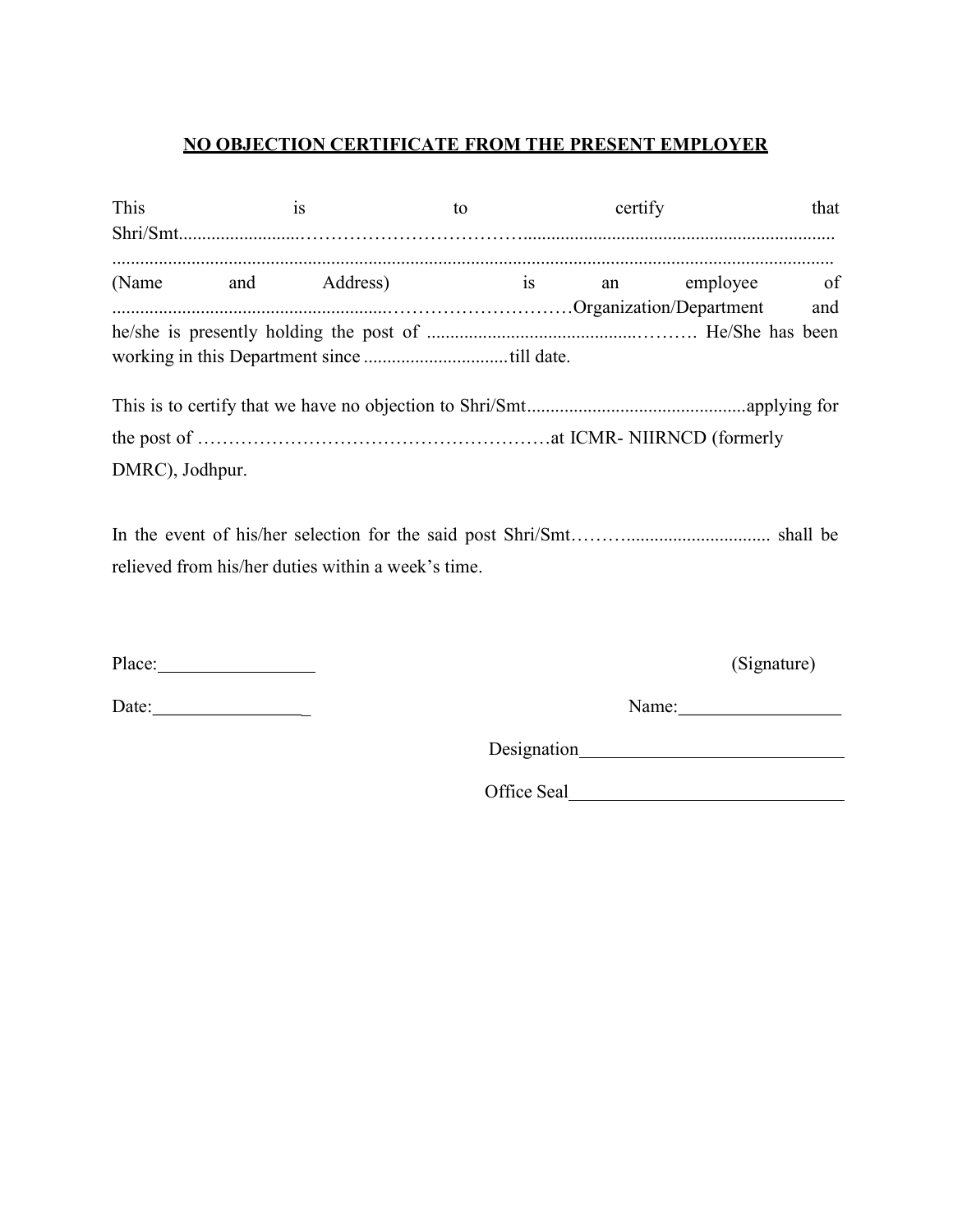**NO OBJECTION CERTIFICATE FROM THE PRESENT EMPLOYER**

This is to certify that Shri/Smt.........................……………………………….................................................................... ............................................................................................................................................................ (Name and Address) is an employee of .........................................................………………………Organization/Department and he/she is presently holding the post of ..........................................……… He/She has been working in this Department since ...............................till date.

This is to certify that we have no objection to Shri/Smt...............................................applying for the post of ……………………………………………….at ICMR- NIIRNCD (formerly DMRC), Jodhpur.

In the event of his/her selection for the said post Shri/Smt………............................. shall be relieved from his/her duties within a week's time.

Place:_________________

Date:________________\_

(Signature)

Name:__________________

Designation_____________________________

Office Seal______________________________